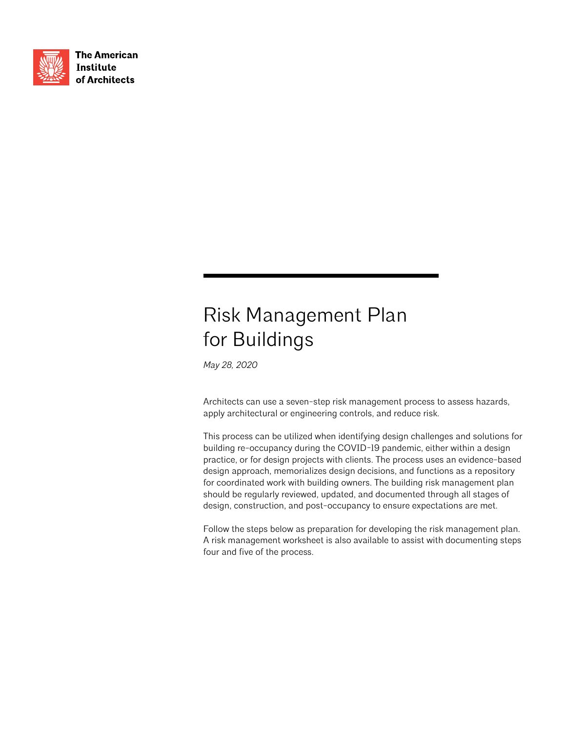The American Institute of Architects

# Risk Management Plan for Buildings

*May 28, 2020*

Architects can use a seven-step risk management process to assess hazards, apply architectural or engineering controls, and reduce risk.

This process can be utilized when identifying design challenges and solutions for building re-occupancy during the COVID-19 pandemic, either within a design practice, or for design projects with clients. The process uses an evidence-based design approach, memorializes design decisions, and functions as a repository for coordinated work with building owners. The building risk management plan should be regularly reviewed, updated, and documented through all stages of design, construction, and post-occupancy to ensure expectations are met.

Follow the steps below as preparation for developing the risk management plan. A risk management worksheet is also available to assist with documenting steps four and five of the process.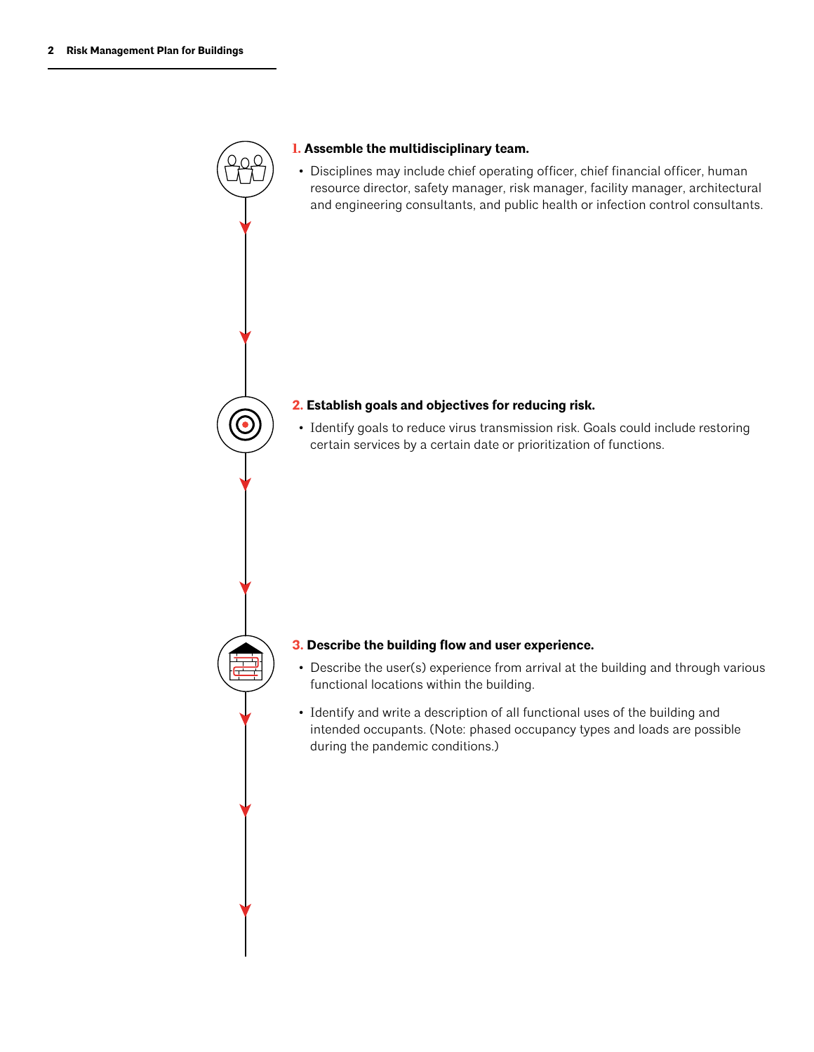1. **Assemble the multidisciplinary team.**
   - Disciplines may include chief operating officer, chief financial officer, human resource director, safety manager, risk manager, facility manager, architectural and engineering consultants, and public health or infection control consultants.

2. **Establish goals and objectives for reducing risk.**
   - Identify goals to reduce virus transmission risk. Goals could include restoring certain services by a certain date or prioritization of functions.

3. **Describe the building flow and user experience.**
   - Describe the user(s) experience from arrival at the building and through various functional locations within the building.
   - Identify and write a description of all functional uses of the building and intended occupants. (Note: phased occupancy types and loads are possible during the pandemic conditions.)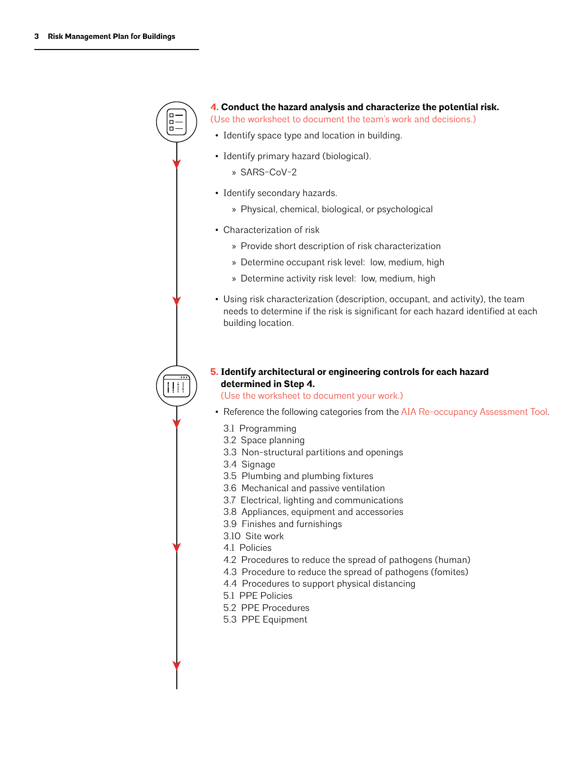**4. Conduct the hazard analysis and characterize the potential risk.**
(Use the worksheet to document the team's work and decisions.)

- Identify space type and location in building.
- Identify primary hazard (biological).
  - SARS-CoV-2
- Identify secondary hazards.
  - Physical, chemical, biological, or psychological
- Characterization of risk
  - Provide short description of risk characterization
  - Determine occupant risk level: low, medium, high
  - Determine activity risk level: low, medium, high
- Using risk characterization (description, occupant, and activity), the team needs to determine if the risk is significant for each hazard identified at each building location.

**5. Identify architectural or engineering controls for each hazard determined in Step 4.**
(Use the worksheet to document your work.)

- Reference the following categories from the AIA Re-occupancy Assessment Tool.

3.1 Programming
3.2 Space planning
3.3 Non-structural partitions and openings
3.4 Signage
3.5 Plumbing and plumbing fixtures
3.6 Mechanical and passive ventilation
3.7 Electrical, lighting and communications
3.8 Appliances, equipment and accessories
3.9 Finishes and furnishings
3.10 Site work
4.1 Policies
4.2 Procedures to reduce the spread of pathogens (human)
4.3 Procedure to reduce the spread of pathogens (fomites)
4.4 Procedures to support physical distancing
5.1 PPE Policies
5.2 PPE Procedures
5.3 PPE Equipment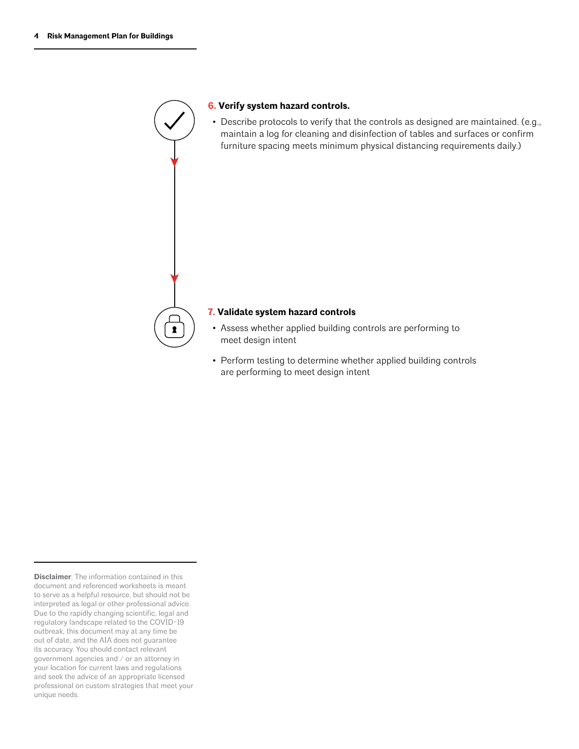### 6. Verify system hazard controls.

- Describe protocols to verify that the controls as designed are maintained. (e.g., maintain a log for cleaning and disinfection of tables and surfaces or confirm furniture spacing meets minimum physical distancing requirements daily.)

### 7. Validate system hazard controls

- Assess whether applied building controls are performing to meet design intent
- Perform testing to determine whether applied building controls are performing to meet design intent

**Disclaimer**: The information contained in this document and referenced worksheets is meant to serve as a helpful resource, but should not be interpreted as legal or other professional advice. Due to the rapidly changing scientific, legal and regulatory landscape related to the COVID-19 outbreak, this document may at any time be out of date, and the AIA does not guarantee its accuracy. You should contact relevant government agencies and / or an attorney in your location for current laws and regulations and seek the advice of an appropriate licensed professional on custom strategies that meet your unique needs.